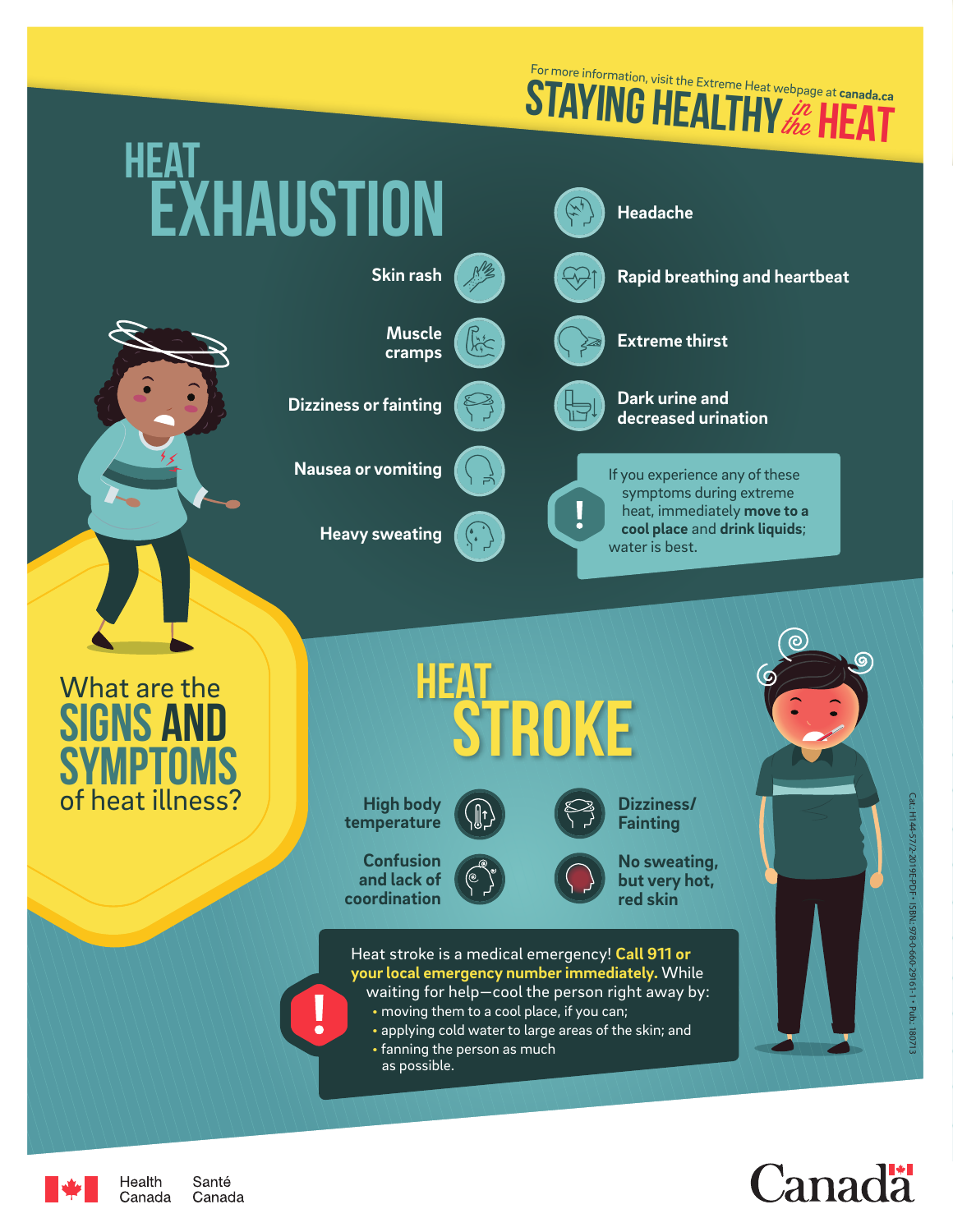For more information, visit the Extreme Heat webpage at **canada.ca**

# STAYING HEALTHY *in the* HEAT

## What are the SIGNS AND SYMPTOMS of heat illness?

## HEAT EXHAUSTION

- Skin rash
- Muscle cramps
- Dizziness or fainting
- Nausea or vomiting
- Heavy sweating
- Headache
- Rapid breathing and heartbeat
- Extreme thirst
- Dark urine and decreased urination

**!** If you experience any of these symptoms during extreme heat, immediately **move to a cool place** and **drink liquids**; water is best.

## HEAT STROKE

- High body temperature
- Confusion and lack of coordination
- Dizziness/ Fainting
- No sweating, but very hot, red skin

**!** Heat stroke is a medical emergency! **Call 911 or your local emergency number immediately.** While waiting for help—cool the person right away by:

- moving them to a cool place, if you can;
- applying cold water to large areas of the skin; and
- fanning the person as much as possible.

Cat.: H144-57/2-2019E-PDF • ISBN: 978-0-660-29161-1 • Pub.: 180713

Health Canada Santé Canada

Canada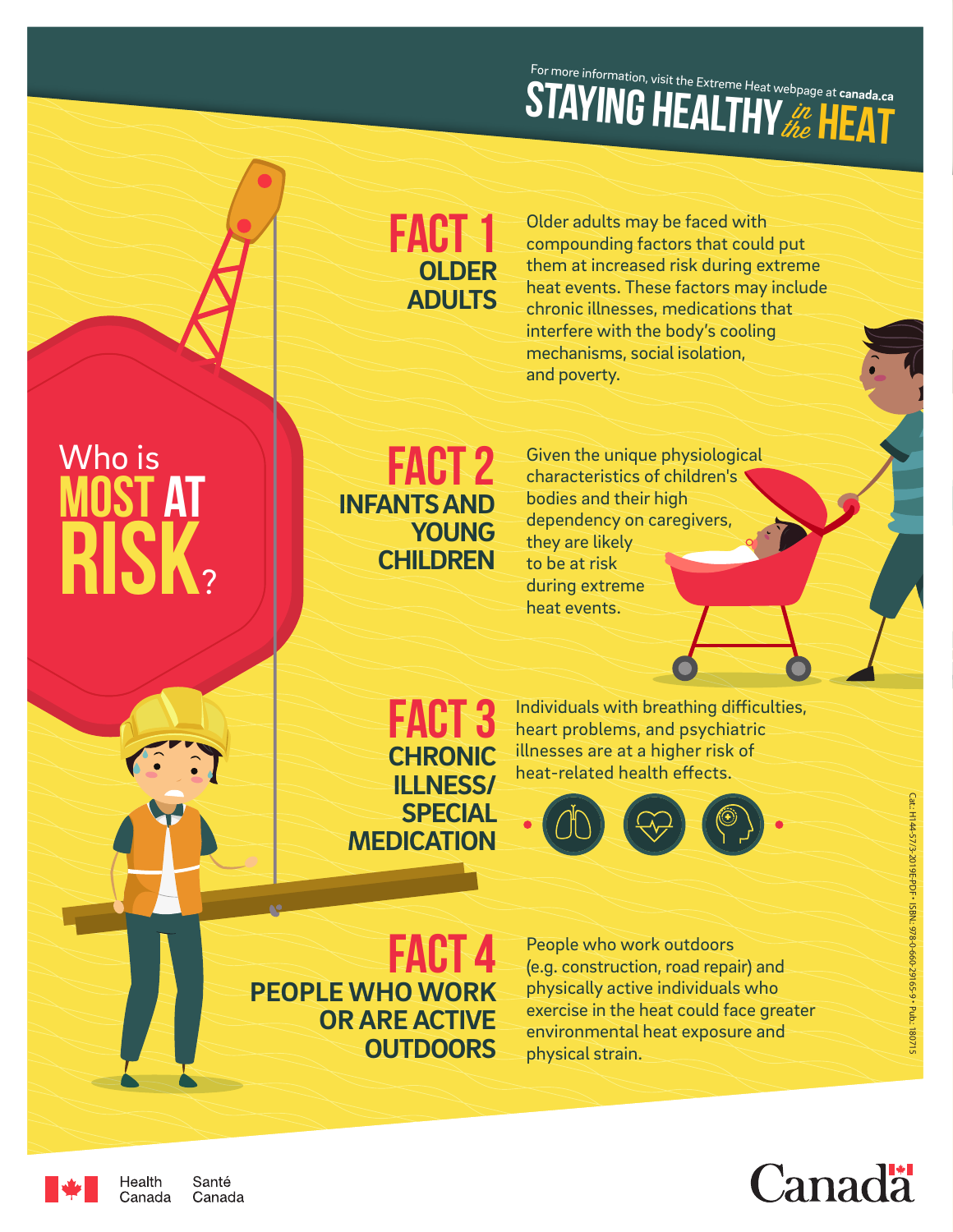For more information, visit the Extreme Heat webpage at canada.ca

# STAYING HEALTHY *in the* HEAT

## Who is MOST AT RISK?

### FACT 1
**OLDER ADULTS**

Older adults may be faced with compounding factors that could put them at increased risk during extreme heat events. These factors may include chronic illnesses, medications that interfere with the body's cooling mechanisms, social isolation, and poverty.

### FACT 2
**INFANTS AND YOUNG CHILDREN**

Given the unique physiological characteristics of children's bodies and their high dependency on caregivers, they are likely to be at risk during extreme heat events.

### FACT 3
**CHRONIC ILLNESS/ SPECIAL MEDICATION**

Individuals with breathing difficulties, heart problems, and psychiatric illnesses are at a higher risk of heat-related health effects.

### FACT 4
**PEOPLE WHO WORK OR ARE ACTIVE OUTDOORS**

People who work outdoors (e.g. construction, road repair) and physically active individuals who exercise in the heat could face greater environmental heat exposure and physical strain.

Cat.: H144-57/3-2019E-PDF • ISBN: 978-0-660-29165-9 • Pub.: 180715

Health Canada Santé Canada

Canada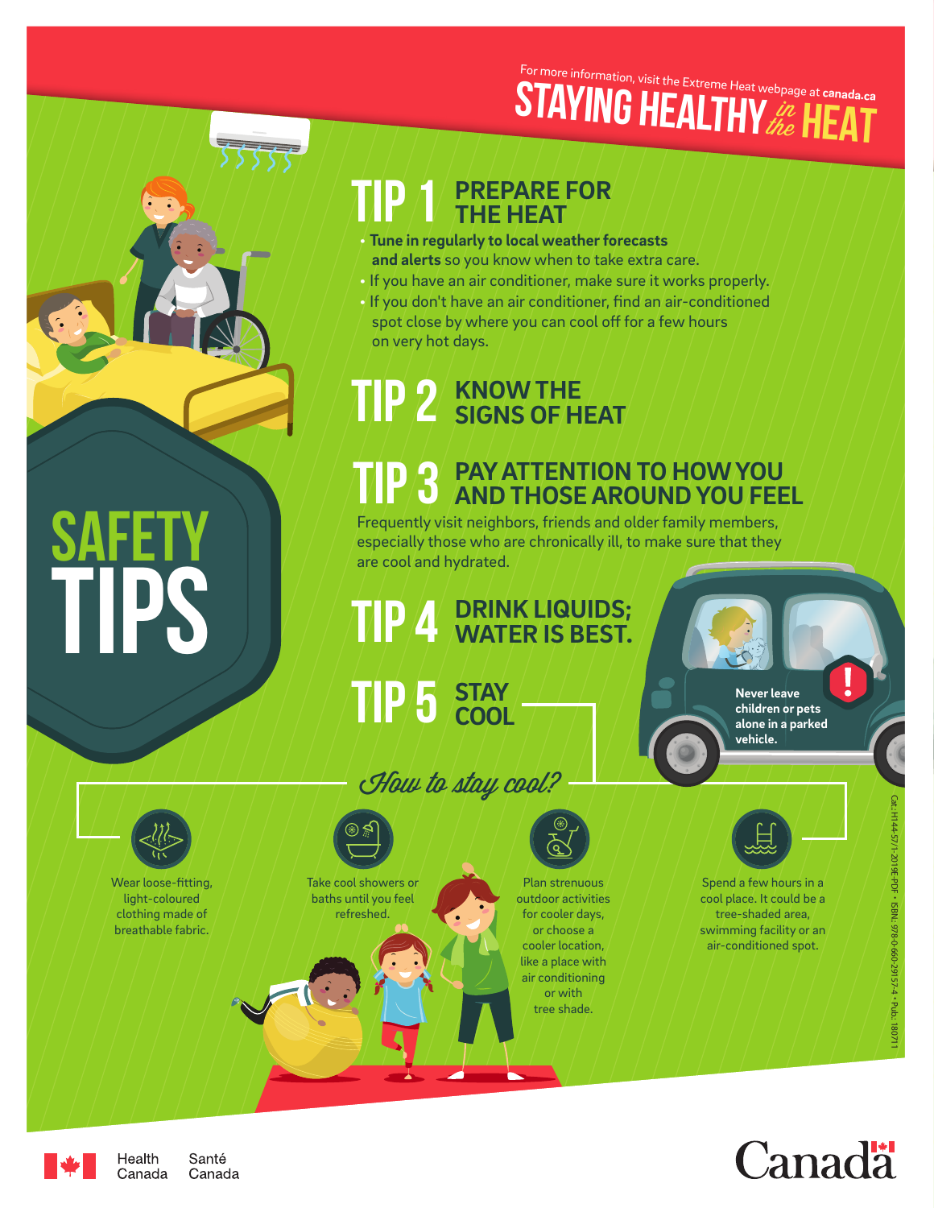For more information, visit the Extreme Heat webpage at **canada.ca**

# STAYING HEALTHY *in the* HEAT

## SAFETY TIPS

### TIP 1 PREPARE FOR THE HEAT

- **Tune in regularly to local weather forecasts and alerts** so you know when to take extra care.
- If you have an air conditioner, make sure it works properly.
- If you don't have an air conditioner, find an air-conditioned spot close by where you can cool off for a few hours on very hot days.

### TIP 2 KNOW THE SIGNS OF HEAT

### TIP 3 PAY ATTENTION TO HOW YOU AND THOSE AROUND YOU FEEL

Frequently visit neighbors, friends and older family members, especially those who are chronically ill, to make sure that they are cool and hydrated.

### TIP 4 DRINK LIQUIDS; WATER IS BEST.

### TIP 5 STAY COOL

**Never leave children or pets alone in a parked vehicle.**

*How to stay cool?*

- Wear loose-fitting, light-coloured clothing made of breathable fabric.
- Take cool showers or baths until you feel refreshed.
- Plan strenuous outdoor activities for cooler days, or choose a cooler location, like a place with air conditioning or with tree shade.
- Spend a few hours in a cool place. It could be a tree-shaded area, swimming facility or an air-conditioned spot.

Cat.: H144-57/1-2019E-PDF • ISBN: 978-0-660-29157-4 • Pub.: 180711

Health Canada Santé Canada

Canada